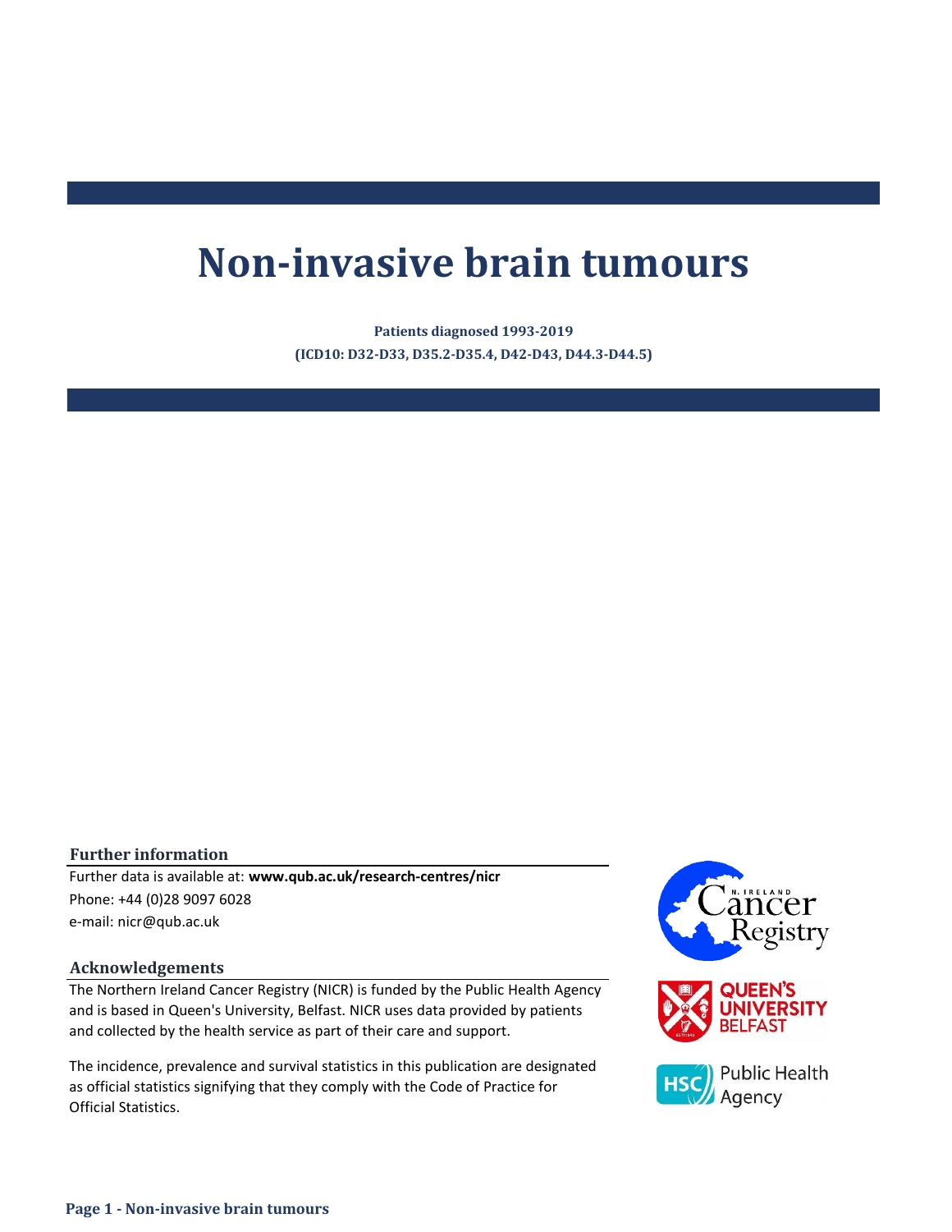# Non-invasive brain tumours

**Patients diagnosed 1993-2019**

**(ICD10: D32-D33, D35.2-D35.4, D42-D43, D44.3-D44.5)**

### Further information

Further data is available at: **www.qub.ac.uk/research-centres/nicr**

Phone: +44 (0)28 9097 6028

e-mail: nicr@qub.ac.uk

### Acknowledgements

The Northern Ireland Cancer Registry (NICR) is funded by the Public Health Agency and is based in Queen's University, Belfast. NICR uses data provided by patients and collected by the health service as part of their care and support.

The incidence, prevalence and survival statistics in this publication are designated as official statistics signifying that they comply with the Code of Practice for Official Statistics.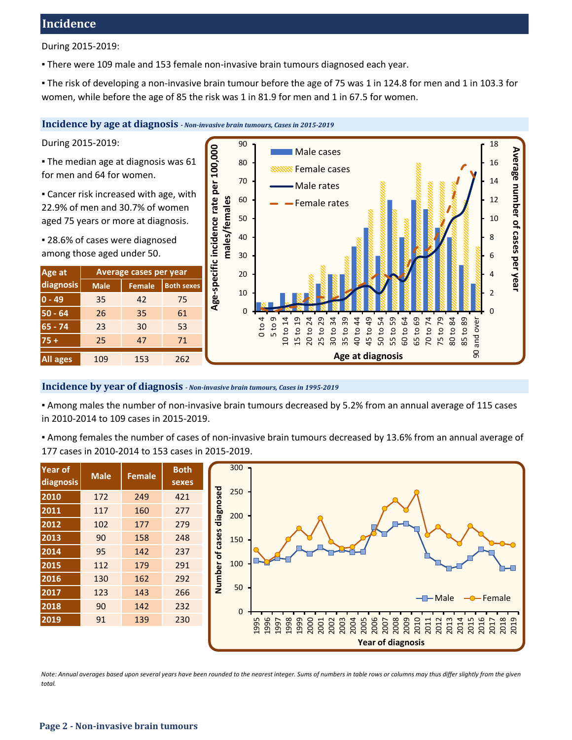## Incidence

During 2015-2019:

- There were 109 male and 153 female non-invasive brain tumours diagnosed each year.
- The risk of developing a non-invasive brain tumour before the age of 75 was 1 in 124.8 for men and 1 in 103.3 for women, while before the age of 85 the risk was 1 in 81.9 for men and 1 in 67.5 for women.

### Incidence by age at diagnosis *- Non-invasive brain tumours, Cases in 2015-2019*

During 2015-2019:

- The median age at diagnosis was 61 for men and 64 for women.
- Cancer risk increased with age, with 22.9% of men and 30.7% of women aged 75 years or more at diagnosis.
- 28.6% of cases were diagnosed among those aged under 50.

| Age at diagnosis | Average cases per year | | |
|---|---|---|---|
| | Male | Female | Both sexes |
| 0 - 49 | 35 | 42 | 75 |
| 50 - 64 | 26 | 35 | 61 |
| 65 - 74 | 23 | 30 | 53 |
| 75 + | 25 | 47 | 71 |
| All ages | 109 | 153 | 262 |

### Incidence by year of diagnosis *- Non-invasive brain tumours, Cases in 1995-2019*

- Among males the number of non-invasive brain tumours decreased by 5.2% from an annual average of 115 cases in 2010-2014 to 109 cases in 2015-2019.
- Among females the number of cases of non-invasive brain tumours decreased by 13.6% from an annual average of 177 cases in 2010-2014 to 153 cases in 2015-2019.

| Year of diagnosis | Male | Female | Both sexes |
|---|---|---|---|
| 2010 | 172 | 249 | 421 |
| 2011 | 117 | 160 | 277 |
| 2012 | 102 | 177 | 279 |
| 2013 | 90 | 158 | 248 |
| 2014 | 95 | 142 | 237 |
| 2015 | 112 | 179 | 291 |
| 2016 | 130 | 162 | 292 |
| 2017 | 123 | 143 | 266 |
| 2018 | 90 | 142 | 232 |
| 2019 | 91 | 139 | 230 |

*Note: Annual averages based upon several years have been rounded to the nearest integer. Sums of numbers in table rows or columns may thus differ slightly from the given total.*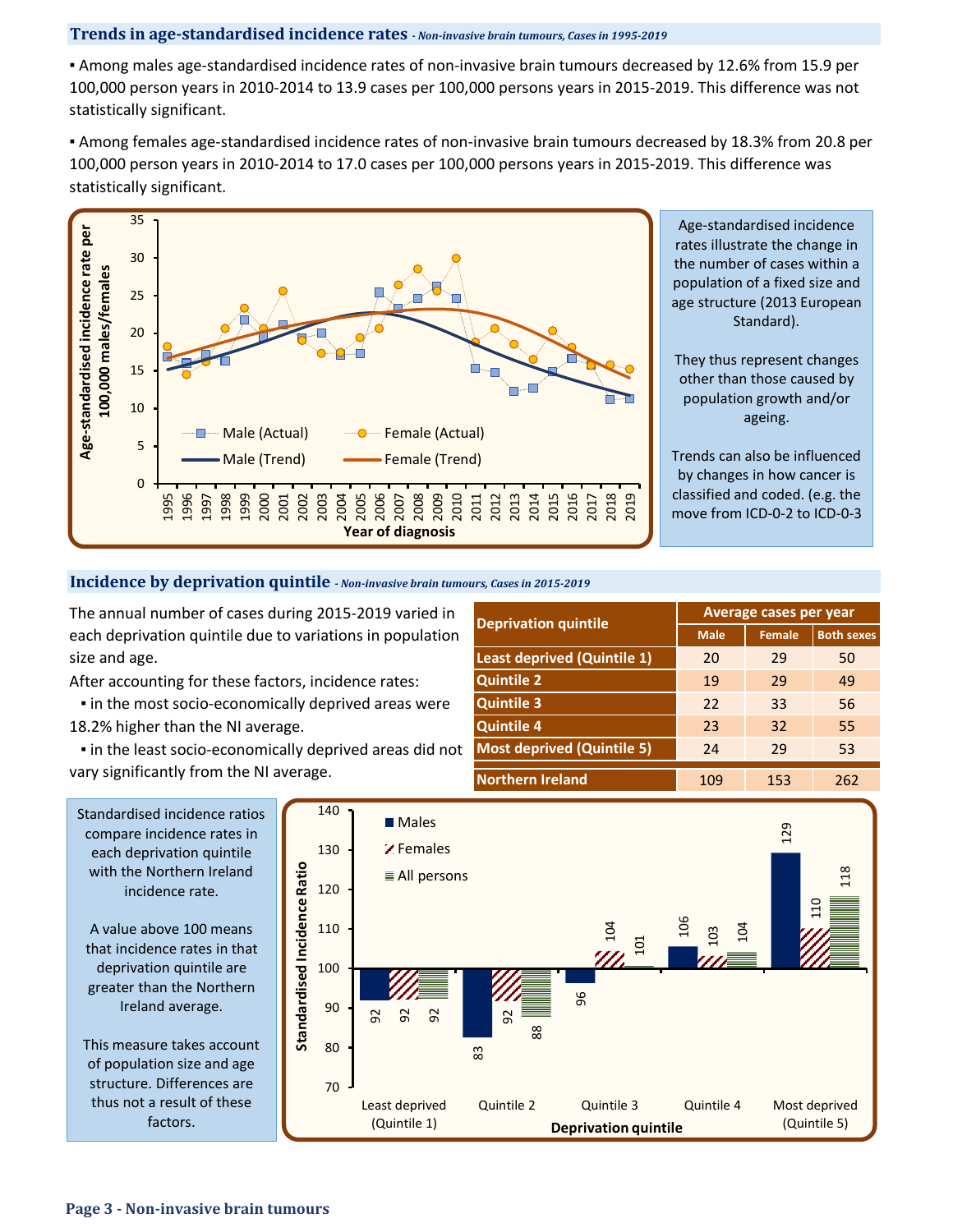## Trends in age-standardised incidence rates *- Non-invasive brain tumours, Cases in 1995-2019*

▪ Among males age-standardised incidence rates of non-invasive brain tumours decreased by 12.6% from 15.9 per 100,000 person years in 2010-2014 to 13.9 cases per 100,000 persons years in 2015-2019. This difference was not statistically significant.

▪ Among females age-standardised incidence rates of non-invasive brain tumours decreased by 18.3% from 20.8 per 100,000 person years in 2010-2014 to 17.0 cases per 100,000 persons years in 2015-2019. This difference was statistically significant.

Age-standardised incidence rates illustrate the change in the number of cases within a population of a fixed size and age structure (2013 European Standard).

They thus represent changes other than those caused by population growth and/or ageing.

Trends can also be influenced by changes in how cancer is classified and coded. (e.g. the move from ICD-0-2 to ICD-0-3

## Incidence by deprivation quintile *- Non-invasive brain tumours, Cases in 2015-2019*

The annual number of cases during 2015-2019 varied in each deprivation quintile due to variations in population size and age.

After accounting for these factors, incidence rates:

▪ in the most socio-economically deprived areas were 18.2% higher than the NI average.

▪ in the least socio-economically deprived areas did not vary significantly from the NI average.

| Deprivation quintile | Average cases per year | | |
|---|---|---|---|
| | Male | Female | Both sexes |
| Least deprived (Quintile 1) | 20 | 29 | 50 |
| Quintile 2 | 19 | 29 | 49 |
| Quintile 3 | 22 | 33 | 56 |
| Quintile 4 | 23 | 32 | 55 |
| Most deprived (Quintile 5) | 24 | 29 | 53 |
| Northern Ireland | 109 | 153 | 262 |

Standardised incidence ratios compare incidence rates in each deprivation quintile with the Northern Ireland incidence rate.

A value above 100 means that incidence rates in that deprivation quintile are greater than the Northern Ireland average.

This measure takes account of population size and age structure. Differences are thus not a result of these factors.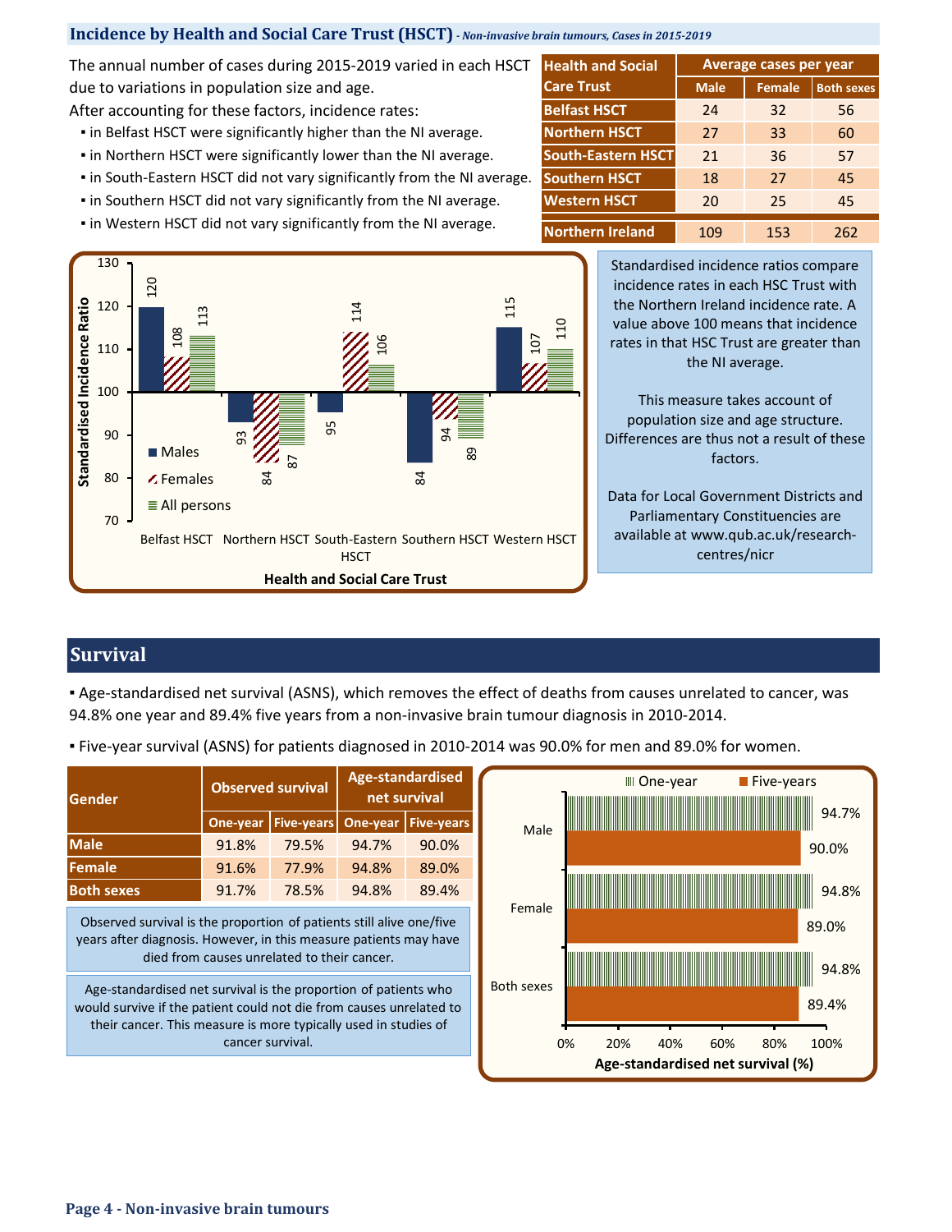## Incidence by Health and Social Care Trust (HSCT) *- Non-invasive brain tumours, Cases in 2015-2019*

The annual number of cases during 2015-2019 varied in each HSCT due to variations in population size and age.

After accounting for these factors, incidence rates:

- in Belfast HSCT were significantly higher than the NI average.
- in Northern HSCT were significantly lower than the NI average.
- in South-Eastern HSCT did not vary significantly from the NI average.
- in Southern HSCT did not vary significantly from the NI average.
- in Western HSCT did not vary significantly from the NI average.

| Health and Social Care Trust | Average cases per year | | |
|---|---|---|---|
| | Male | Female | Both sexes |
| Belfast HSCT | 24 | 32 | 56 |
| Northern HSCT | 27 | 33 | 60 |
| South-Eastern HSCT | 21 | 36 | 57 |
| Southern HSCT | 18 | 27 | 45 |
| Western HSCT | 20 | 25 | 45 |
| Northern Ireland | 109 | 153 | 262 |

| Health and Social Care Trust | Males | Females | All persons |
|---|---|---|---|
| Belfast HSCT | 120 | 108 | 113 |
| Northern HSCT | 93 | 84 | 87 |
| South-Eastern HSCT | 95 | 114 | 106 |
| Southern HSCT | 84 | 94 | 89 |
| Western HSCT | 115 | 107 | 110 |

Standardised incidence ratios compare incidence rates in each HSC Trust with the Northern Ireland incidence rate. A value above 100 means that incidence rates in that HSC Trust are greater than the NI average.

This measure takes account of population size and age structure. Differences are thus not a result of these factors.

Data for Local Government Districts and Parliamentary Constituencies are available at www.qub.ac.uk/research-centres/nicr

## Survival

- Age-standardised net survival (ASNS), which removes the effect of deaths from causes unrelated to cancer, was 94.8% one year and 89.4% five years from a non-invasive brain tumour diagnosis in 2010-2014.
- Five-year survival (ASNS) for patients diagnosed in 2010-2014 was 90.0% for men and 89.0% for women.

| Gender | Observed survival | | Age-standardised net survival | |
|---|---|---|---|---|
| | One-year | Five-years | One-year | Five-years |
| Male | 91.8% | 79.5% | 94.7% | 90.0% |
| Female | 91.6% | 77.9% | 94.8% | 89.0% |
| Both sexes | 91.7% | 78.5% | 94.8% | 89.4% |

Observed survival is the proportion of patients still alive one/five years after diagnosis. However, in this measure patients may have died from causes unrelated to their cancer.

Age-standardised net survival is the proportion of patients who would survive if the patient could not die from causes unrelated to their cancer. This measure is more typically used in studies of cancer survival.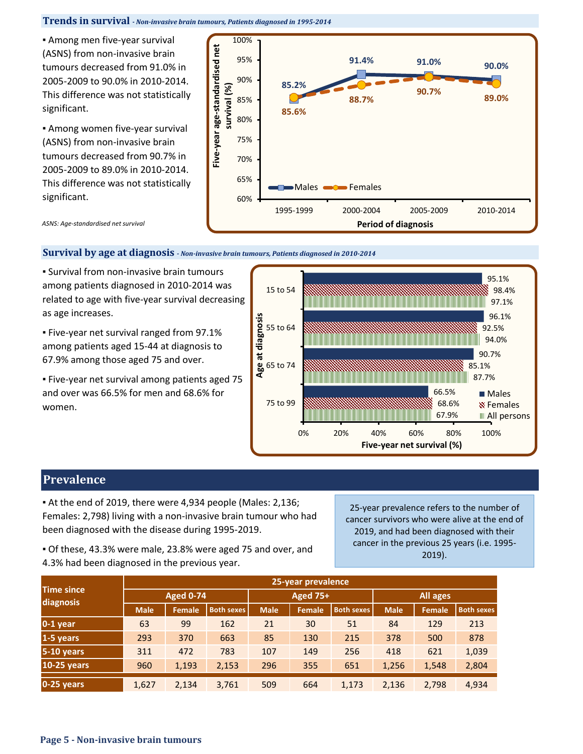## Trends in survival *- Non-invasive brain tumours, Patients diagnosed in 1995-2014*

- Among men five-year survival (ASNS) from non-invasive brain tumours decreased from 91.0% in 2005-2009 to 90.0% in 2010-2014. This difference was not statistically significant.
- Among women five-year survival (ASNS) from non-invasive brain tumours decreased from 90.7% in 2005-2009 to 89.0% in 2010-2014. This difference was not statistically significant.

*ASNS: Age-standardised net survival*

| Period of diagnosis | Males | Females |
|---|---|---|
| 1995-1999 | 85.2% | 85.6% |
| 2000-2004 | 91.4% | 88.7% |
| 2005-2009 | 91.0% | 90.7% |
| 2010-2014 | 90.0% | 89.0% |

## Survival by age at diagnosis *- Non-invasive brain tumours, Patients diagnosed in 2010-2014*

- Survival from non-invasive brain tumours among patients diagnosed in 2010-2014 was related to age with five-year survival decreasing as age increases.
- Five-year net survival ranged from 97.1% among patients aged 15-44 at diagnosis to 67.9% among those aged 75 and over.
- Five-year net survival among patients aged 75 and over was 66.5% for men and 68.6% for women.

| Age at diagnosis | Males | Females | All persons |
|---|---|---|---|
| 15 to 54 | 95.1% | 98.4% | 97.1% |
| 55 to 64 | 96.1% | 92.5% | 94.0% |
| 65 to 74 | 90.7% | 85.1% | 87.7% |
| 75 to 99 | 66.5% | 68.6% | 67.9% |

# Prevalence

- At the end of 2019, there were 4,934 people (Males: 2,136; Females: 2,798) living with a non-invasive brain tumour who had been diagnosed with the disease during 1995-2019.
- Of these, 43.3% were male, 23.8% were aged 75 and over, and 4.3% had been diagnosed in the previous year.

25-year prevalence refers to the number of cancer survivors who were alive at the end of 2019, and had been diagnosed with their cancer in the previous 25 years (i.e. 1995-2019).

| Time since diagnosis | 25-year prevalence | | | | | | | | |
|---|---|---|---|---|---|---|---|---|---|
| | Aged 0-74 | | | Aged 75+ | | | All ages | | |
| | Male | Female | Both sexes | Male | Female | Both sexes | Male | Female | Both sexes |
| 0-1 year | 63 | 99 | 162 | 21 | 30 | 51 | 84 | 129 | 213 |
| 1-5 years | 293 | 370 | 663 | 85 | 130 | 215 | 378 | 500 | 878 |
| 5-10 years | 311 | 472 | 783 | 107 | 149 | 256 | 418 | 621 | 1,039 |
| 10-25 years | 960 | 1,193 | 2,153 | 296 | 355 | 651 | 1,256 | 1,548 | 2,804 |
| 0-25 years | 1,627 | 2,134 | 3,761 | 509 | 664 | 1,173 | 2,136 | 2,798 | 4,934 |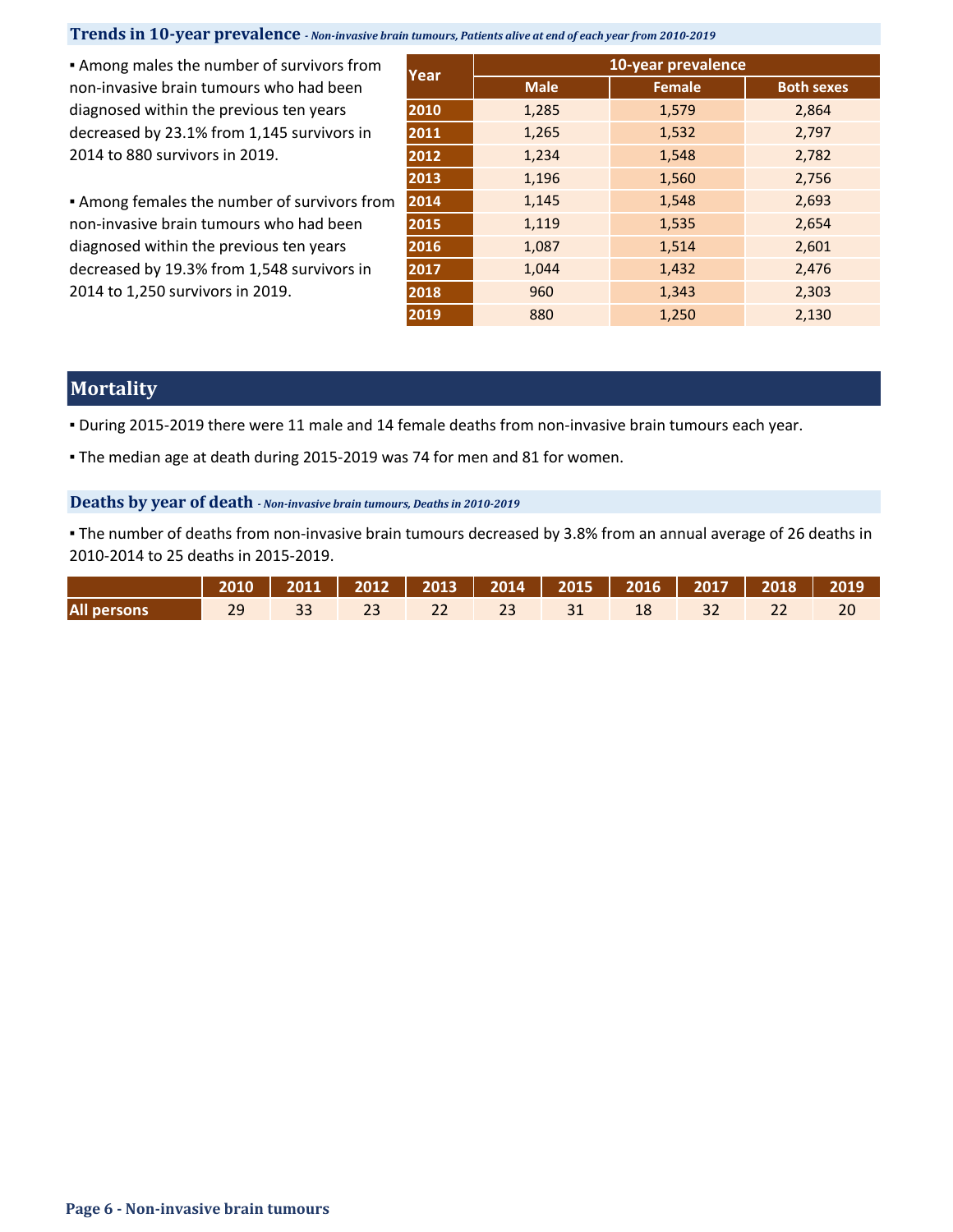### Trends in 10-year prevalence *- Non-invasive brain tumours, Patients alive at end of each year from 2010-2019*

▪ Among males the number of survivors from non-invasive brain tumours who had been diagnosed within the previous ten years decreased by 23.1% from 1,145 survivors in 2014 to 880 survivors in 2019.

▪ Among females the number of survivors from non-invasive brain tumours who had been diagnosed within the previous ten years decreased by 19.3% from 1,548 survivors in 2014 to 1,250 survivors in 2019.

| Year | 10-year prevalence | | |
|---|---|---|---|
| | Male | Female | Both sexes |
| 2010 | 1,285 | 1,579 | 2,864 |
| 2011 | 1,265 | 1,532 | 2,797 |
| 2012 | 1,234 | 1,548 | 2,782 |
| 2013 | 1,196 | 1,560 | 2,756 |
| 2014 | 1,145 | 1,548 | 2,693 |
| 2015 | 1,119 | 1,535 | 2,654 |
| 2016 | 1,087 | 1,514 | 2,601 |
| 2017 | 1,044 | 1,432 | 2,476 |
| 2018 | 960 | 1,343 | 2,303 |
| 2019 | 880 | 1,250 | 2,130 |

## Mortality

▪ During 2015-2019 there were 11 male and 14 female deaths from non-invasive brain tumours each year.

▪ The median age at death during 2015-2019 was 74 for men and 81 for women.

### Deaths by year of death *- Non-invasive brain tumours, Deaths in 2010-2019*

▪ The number of deaths from non-invasive brain tumours decreased by 3.8% from an annual average of 26 deaths in 2010-2014 to 25 deaths in 2015-2019.

| | 2010 | 2011 | 2012 | 2013 | 2014 | 2015 | 2016 | 2017 | 2018 | 2019 |
|---|---|---|---|---|---|---|---|---|---|---|
| All persons | 29 | 33 | 23 | 22 | 23 | 31 | 18 | 32 | 22 | 20 |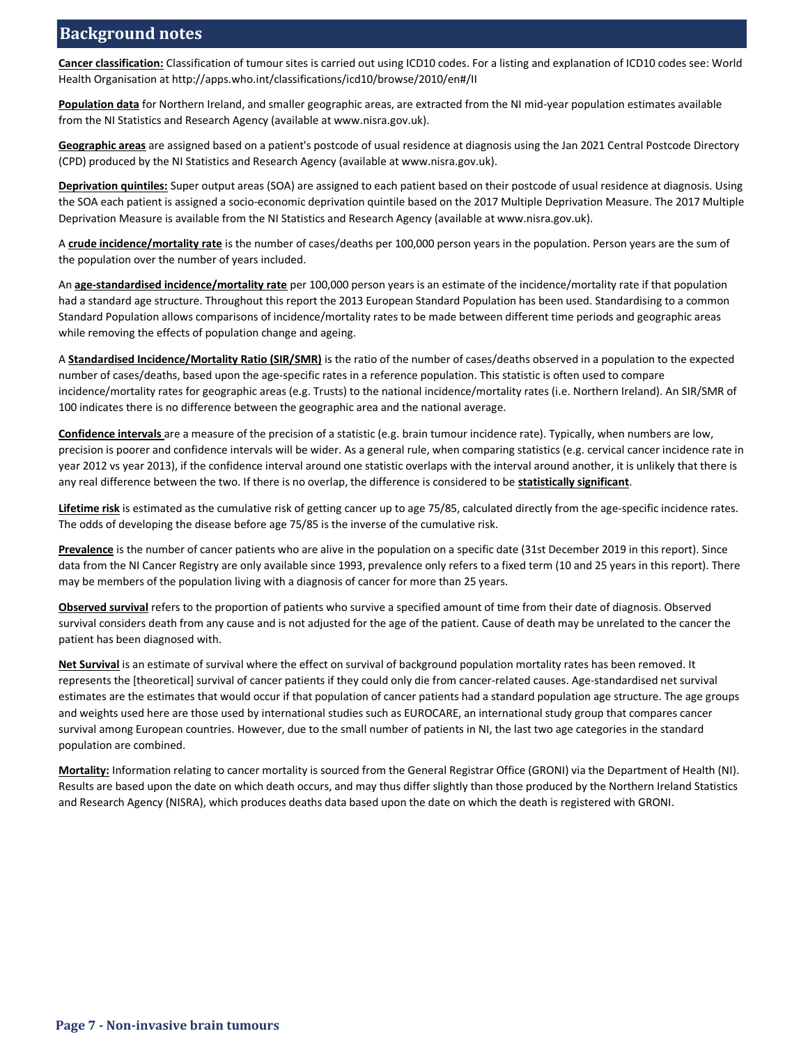## Background notes

**Cancer classification:** Classification of tumour sites is carried out using ICD10 codes. For a listing and explanation of ICD10 codes see: World Health Organisation at http://apps.who.int/classifications/icd10/browse/2010/en#/II

**Population data** for Northern Ireland, and smaller geographic areas, are extracted from the NI mid-year population estimates available from the NI Statistics and Research Agency (available at www.nisra.gov.uk).

**Geographic areas** are assigned based on a patient's postcode of usual residence at diagnosis using the Jan 2021 Central Postcode Directory (CPD) produced by the NI Statistics and Research Agency (available at www.nisra.gov.uk).

**Deprivation quintiles:** Super output areas (SOA) are assigned to each patient based on their postcode of usual residence at diagnosis. Using the SOA each patient is assigned a socio-economic deprivation quintile based on the 2017 Multiple Deprivation Measure. The 2017 Multiple Deprivation Measure is available from the NI Statistics and Research Agency (available at www.nisra.gov.uk).

A **crude incidence/mortality rate** is the number of cases/deaths per 100,000 person years in the population. Person years are the sum of the population over the number of years included.

An **age-standardised incidence/mortality rate** per 100,000 person years is an estimate of the incidence/mortality rate if that population had a standard age structure. Throughout this report the 2013 European Standard Population has been used. Standardising to a common Standard Population allows comparisons of incidence/mortality rates to be made between different time periods and geographic areas while removing the effects of population change and ageing.

A **Standardised Incidence/Mortality Ratio (SIR/SMR)** is the ratio of the number of cases/deaths observed in a population to the expected number of cases/deaths, based upon the age-specific rates in a reference population. This statistic is often used to compare incidence/mortality rates for geographic areas (e.g. Trusts) to the national incidence/mortality rates (i.e. Northern Ireland). An SIR/SMR of 100 indicates there is no difference between the geographic area and the national average.

**Confidence intervals** are a measure of the precision of a statistic (e.g. brain tumour incidence rate). Typically, when numbers are low, precision is poorer and confidence intervals will be wider. As a general rule, when comparing statistics (e.g. cervical cancer incidence rate in year 2012 vs year 2013), if the confidence interval around one statistic overlaps with the interval around another, it is unlikely that there is any real difference between the two. If there is no overlap, the difference is considered to be **statistically significant**.

**Lifetime risk** is estimated as the cumulative risk of getting cancer up to age 75/85, calculated directly from the age-specific incidence rates. The odds of developing the disease before age 75/85 is the inverse of the cumulative risk.

**Prevalence** is the number of cancer patients who are alive in the population on a specific date (31st December 2019 in this report). Since data from the NI Cancer Registry are only available since 1993, prevalence only refers to a fixed term (10 and 25 years in this report). There may be members of the population living with a diagnosis of cancer for more than 25 years.

**Observed survival** refers to the proportion of patients who survive a specified amount of time from their date of diagnosis. Observed survival considers death from any cause and is not adjusted for the age of the patient. Cause of death may be unrelated to the cancer the patient has been diagnosed with.

**Net Survival** is an estimate of survival where the effect on survival of background population mortality rates has been removed. It represents the [theoretical] survival of cancer patients if they could only die from cancer-related causes. Age-standardised net survival estimates are the estimates that would occur if that population of cancer patients had a standard population age structure. The age groups and weights used here are those used by international studies such as EUROCARE, an international study group that compares cancer survival among European countries. However, due to the small number of patients in NI, the last two age categories in the standard population are combined.

**Mortality:** Information relating to cancer mortality is sourced from the General Registrar Office (GRONI) via the Department of Health (NI). Results are based upon the date on which death occurs, and may thus differ slightly than those produced by the Northern Ireland Statistics and Research Agency (NISRA), which produces deaths data based upon the date on which the death is registered with GRONI.